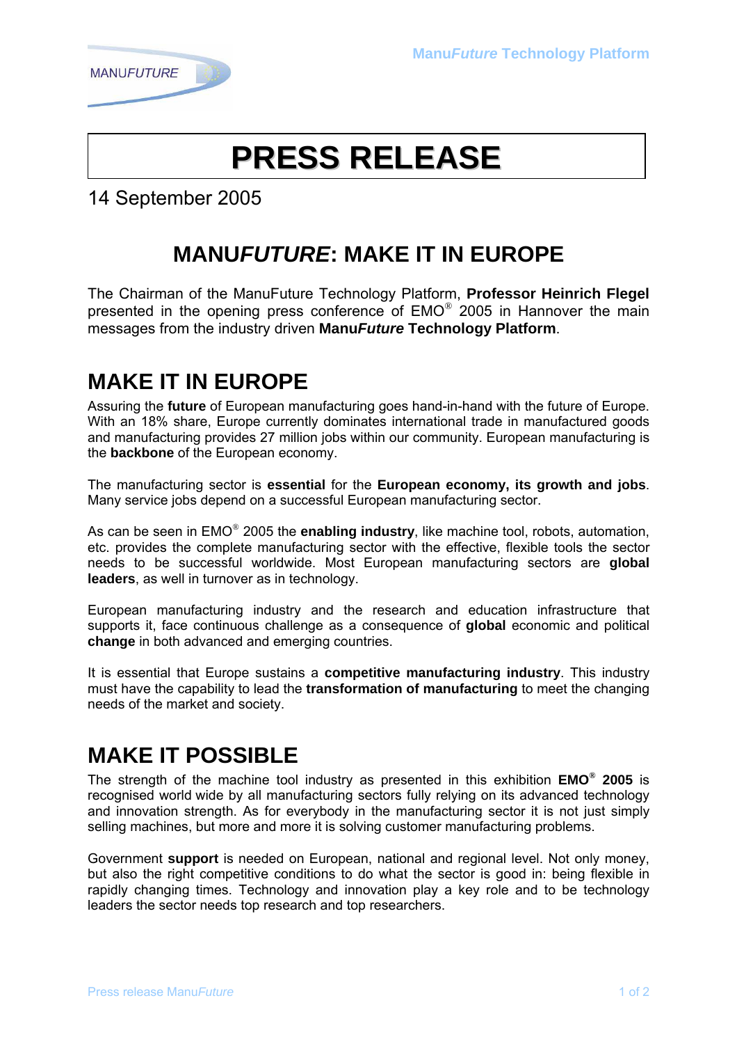# PRESS RELEASE

14 September 2005

## MANU*FUTURE*: MAKE IT IN EUROPE

The Chairman of the ManuFuture Technology Platform, **Professor Heinrich Flegel** presented in the opening press conference of EMO® 2005 in Hannover the main messages from the industry driven **Manu*Future* Technology Platform**.

## MAKE IT IN EUROPE

Assuring the **future** of European manufacturing goes hand-in-hand with the future of Europe. With an 18% share, Europe currently dominates international trade in manufactured goods and manufacturing provides 27 million jobs within our community. European manufacturing is the **backbone** of the European economy.

The manufacturing sector is **essential** for the **European economy, its growth and jobs**. Many service jobs depend on a successful European manufacturing sector.

As can be seen in EMO® 2005 the **enabling industry**, like machine tool, robots, automation, etc. provides the complete manufacturing sector with the effective, flexible tools the sector needs to be successful worldwide. Most European manufacturing sectors are **global leaders**, as well in turnover as in technology.

European manufacturing industry and the research and education infrastructure that supports it, face continuous challenge as a consequence of **global** economic and political **change** in both advanced and emerging countries.

It is essential that Europe sustains a **competitive manufacturing industry**. This industry must have the capability to lead the **transformation of manufacturing** to meet the changing needs of the market and society.

## MAKE IT POSSIBLE

The strength of the machine tool industry as presented in this exhibition **EMO® 2005** is recognised world wide by all manufacturing sectors fully relying on its advanced technology and innovation strength. As for everybody in the manufacturing sector it is not just simply selling machines, but more and more it is solving customer manufacturing problems.

Government **support** is needed on European, national and regional level. Not only money, but also the right competitive conditions to do what the sector is good in: being flexible in rapidly changing times. Technology and innovation play a key role and to be technology leaders the sector needs top research and top researchers.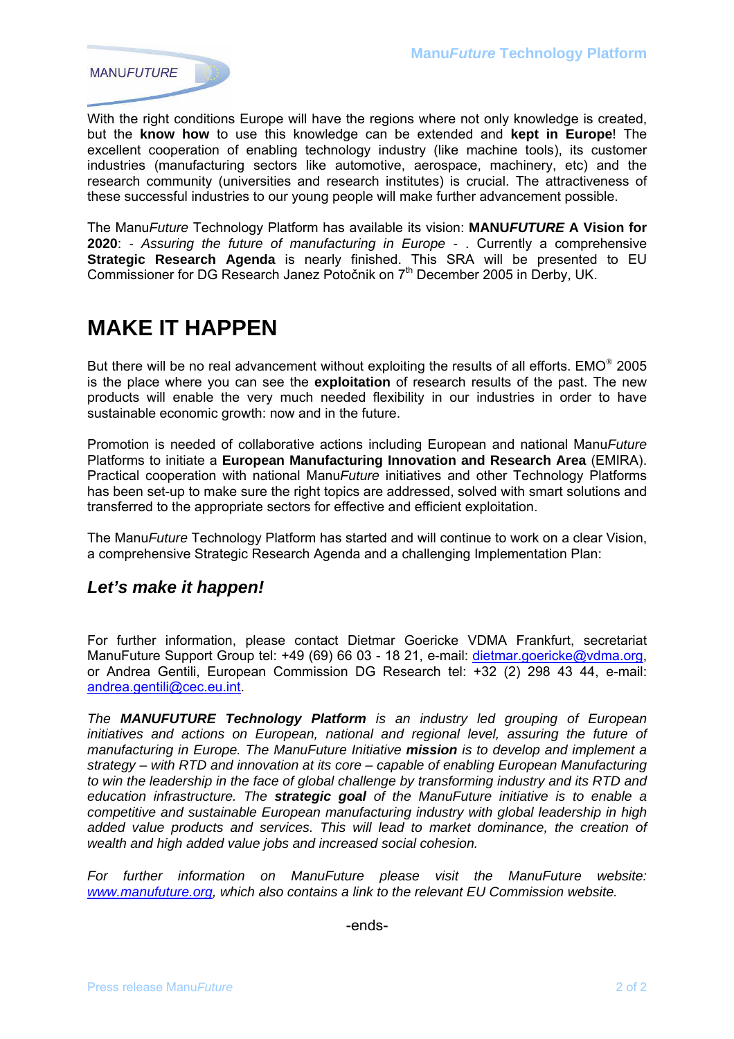With the right conditions Europe will have the regions where not only knowledge is created, but the **know how** to use this knowledge can be extended and **kept in Europe**! The excellent cooperation of enabling technology industry (like machine tools), its customer industries (manufacturing sectors like automotive, aerospace, machinery, etc) and the research community (universities and research institutes) is crucial. The attractiveness of these successful industries to our young people will make further advancement possible.

The Manu*Future* Technology Platform has available its vision: **MANU*FUTURE* A Vision for 2020**: - *Assuring the future of manufacturing in Europe* - . Currently a comprehensive **Strategic Research Agenda** is nearly finished. This SRA will be presented to EU Commissioner for DG Research Janez Potočnik on 7th December 2005 in Derby, UK.

# MAKE IT HAPPEN

But there will be no real advancement without exploiting the results of all efforts. EMO® 2005 is the place where you can see the **exploitation** of research results of the past. The new products will enable the very much needed flexibility in our industries in order to have sustainable economic growth: now and in the future.

Promotion is needed of collaborative actions including European and national Manu*Future* Platforms to initiate a **European Manufacturing Innovation and Research Area** (EMIRA). Practical cooperation with national Manu*Future* initiatives and other Technology Platforms has been set-up to make sure the right topics are addressed, solved with smart solutions and transferred to the appropriate sectors for effective and efficient exploitation.

The Manu*Future* Technology Platform has started and will continue to work on a clear Vision, a comprehensive Strategic Research Agenda and a challenging Implementation Plan:

## *Let's make it happen!*

For further information, please contact Dietmar Goericke VDMA Frankfurt, secretariat ManuFuture Support Group tel: +49 (69) 66 03 - 18 21, e-mail: dietmar.goericke@vdma.org, or Andrea Gentili, European Commission DG Research tel: +32 (2) 298 43 44, e-mail: andrea.gentili@cec.eu.int.

*The **MANUFUTURE Technology Platform** is an industry led grouping of European initiatives and actions on European, national and regional level, assuring the future of manufacturing in Europe. The ManuFuture Initiative **mission** is to develop and implement a strategy – with RTD and innovation at its core – capable of enabling European Manufacturing to win the leadership in the face of global challenge by transforming industry and its RTD and education infrastructure. The **strategic goal** of the ManuFuture initiative is to enable a competitive and sustainable European manufacturing industry with global leadership in high added value products and services. This will lead to market dominance, the creation of wealth and high added value jobs and increased social cohesion.*

*For further information on ManuFuture please visit the ManuFuture website: www.manufuture.org, which also contains a link to the relevant EU Commission website.*

-ends-